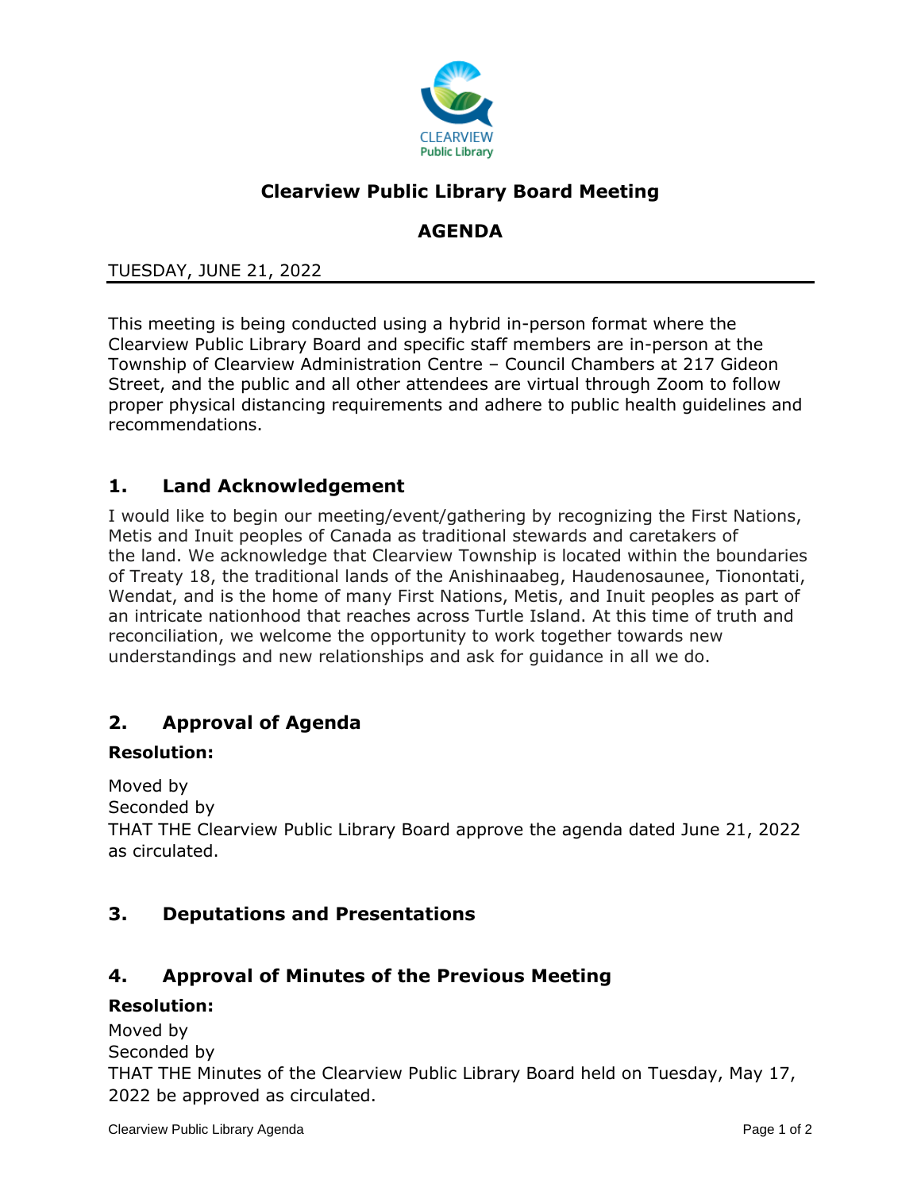# Clearview Public Library Board Meeting

## AGENDA

TUESDAY, JUNE 21, 2022

This meeting is being conducted using a hybrid in-person format where the Clearview Public Library Board and specific staff members are in-person at the Township of Clearview Administration Centre – Council Chambers at 217 Gideon Street, and the public and all other attendees are virtual through Zoom to follow proper physical distancing requirements and adhere to public health guidelines and recommendations.

## 1. Land Acknowledgement

I would like to begin our meeting/event/gathering by recognizing the First Nations, Metis and Inuit peoples of Canada as traditional stewards and caretakers of the land. We acknowledge that Clearview Township is located within the boundaries of Treaty 18, the traditional lands of the Anishinaabeg, Haudenosaunee, Tionontati, Wendat, and is the home of many First Nations, Metis, and Inuit peoples as part of an intricate nationhood that reaches across Turtle Island. At this time of truth and reconciliation, we welcome the opportunity to work together towards new understandings and new relationships and ask for guidance in all we do.

## 2. Approval of Agenda

**Resolution:**

Moved by
Seconded by
THAT THE Clearview Public Library Board approve the agenda dated June 21, 2022 as circulated.

## 3. Deputations and Presentations

## 4. Approval of Minutes of the Previous Meeting

**Resolution:**

Moved by
Seconded by
THAT THE Minutes of the Clearview Public Library Board held on Tuesday, May 17, 2022 be approved as circulated.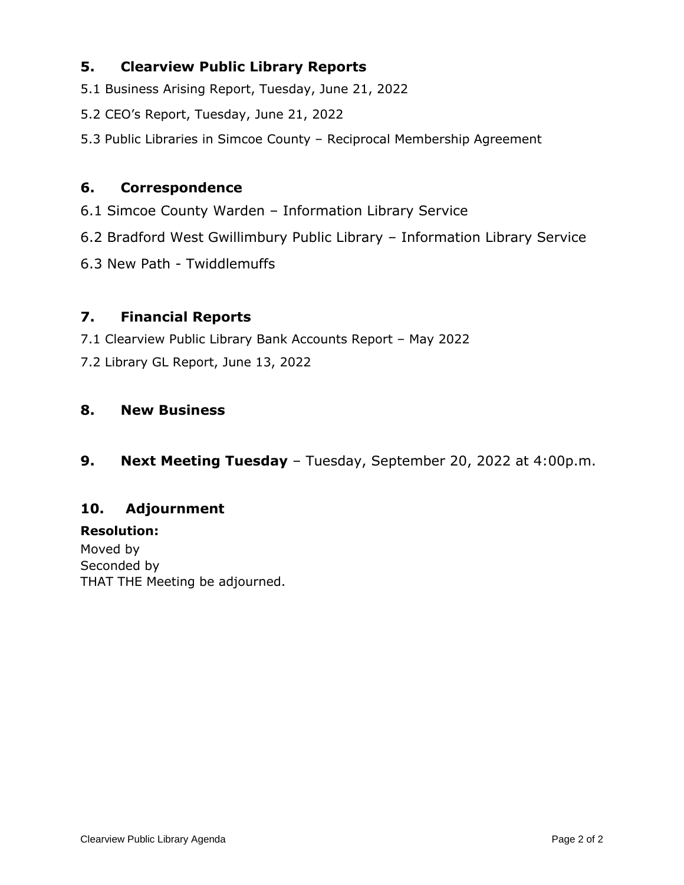## 5. Clearview Public Library Reports

5.1 Business Arising Report, Tuesday, June 21, 2022

5.2 CEO's Report, Tuesday, June 21, 2022

5.3 Public Libraries in Simcoe County – Reciprocal Membership Agreement

## 6. Correspondence

6.1 Simcoe County Warden – Information Library Service

6.2 Bradford West Gwillimbury Public Library – Information Library Service

6.3 New Path - Twiddlemuffs

## 7. Financial Reports

7.1 Clearview Public Library Bank Accounts Report – May 2022

7.2 Library GL Report, June 13, 2022

## 8. New Business

## 9. Next Meeting Tuesday – Tuesday, September 20, 2022 at 4:00p.m.

## 10. Adjournment

**Resolution:**

Moved by
Seconded by
THAT THE Meeting be adjourned.